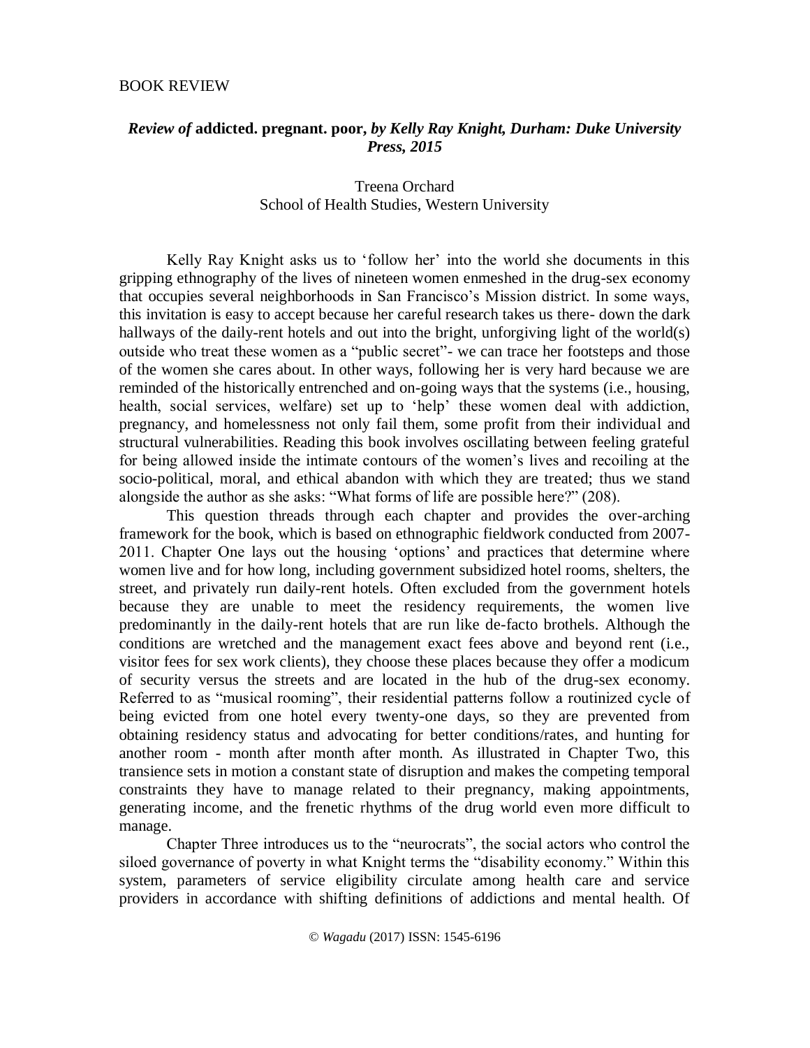BOOK REVIEW

## *Review of* addicted. pregnant. poor, *by Kelly Ray Knight, Durham: Duke University Press, 2015*

Treena Orchard
School of Health Studies, Western University

Kelly Ray Knight asks us to 'follow her' into the world she documents in this gripping ethnography of the lives of nineteen women enmeshed in the drug-sex economy that occupies several neighborhoods in San Francisco's Mission district. In some ways, this invitation is easy to accept because her careful research takes us there- down the dark hallways of the daily-rent hotels and out into the bright, unforgiving light of the world(s) outside who treat these women as a "public secret"- we can trace her footsteps and those of the women she cares about. In other ways, following her is very hard because we are reminded of the historically entrenched and on-going ways that the systems (i.e., housing, health, social services, welfare) set up to 'help' these women deal with addiction, pregnancy, and homelessness not only fail them, some profit from their individual and structural vulnerabilities. Reading this book involves oscillating between feeling grateful for being allowed inside the intimate contours of the women's lives and recoiling at the socio-political, moral, and ethical abandon with which they are treated; thus we stand alongside the author as she asks: "What forms of life are possible here?" (208).

This question threads through each chapter and provides the over-arching framework for the book, which is based on ethnographic fieldwork conducted from 2007-2011. Chapter One lays out the housing 'options' and practices that determine where women live and for how long, including government subsidized hotel rooms, shelters, the street, and privately run daily-rent hotels. Often excluded from the government hotels because they are unable to meet the residency requirements, the women live predominantly in the daily-rent hotels that are run like de-facto brothels. Although the conditions are wretched and the management exact fees above and beyond rent (i.e., visitor fees for sex work clients), they choose these places because they offer a modicum of security versus the streets and are located in the hub of the drug-sex economy. Referred to as "musical rooming", their residential patterns follow a routinized cycle of being evicted from one hotel every twenty-one days, so they are prevented from obtaining residency status and advocating for better conditions/rates, and hunting for another room - month after month after month. As illustrated in Chapter Two, this transience sets in motion a constant state of disruption and makes the competing temporal constraints they have to manage related to their pregnancy, making appointments, generating income, and the frenetic rhythms of the drug world even more difficult to manage.

Chapter Three introduces us to the "neurocrats", the social actors who control the siloed governance of poverty in what Knight terms the "disability economy." Within this system, parameters of service eligibility circulate among health care and service providers in accordance with shifting definitions of addictions and mental health. Of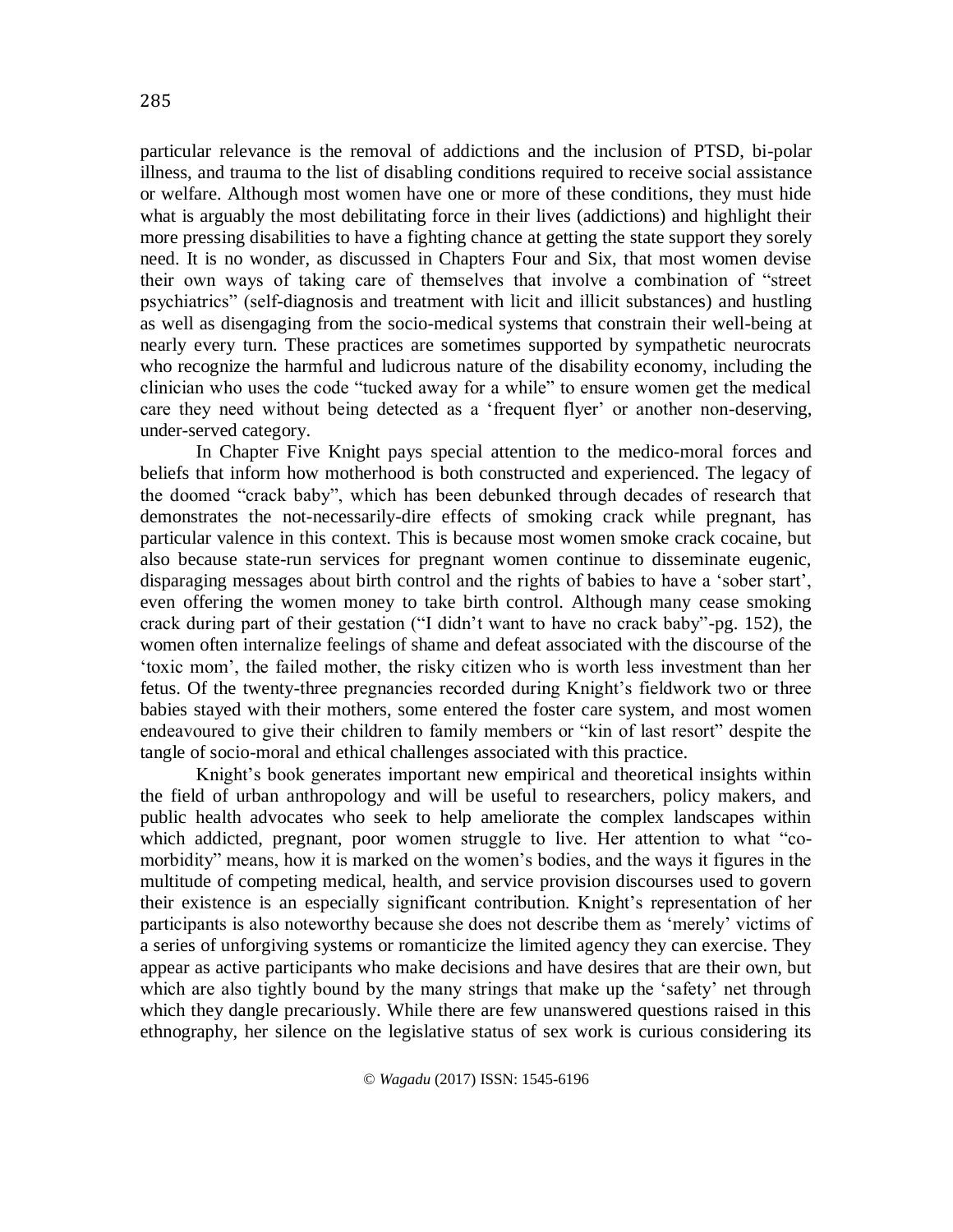particular relevance is the removal of addictions and the inclusion of PTSD, bi-polar illness, and trauma to the list of disabling conditions required to receive social assistance or welfare. Although most women have one or more of these conditions, they must hide what is arguably the most debilitating force in their lives (addictions) and highlight their more pressing disabilities to have a fighting chance at getting the state support they sorely need. It is no wonder, as discussed in Chapters Four and Six, that most women devise their own ways of taking care of themselves that involve a combination of "street psychiatrics" (self-diagnosis and treatment with licit and illicit substances) and hustling as well as disengaging from the socio-medical systems that constrain their well-being at nearly every turn. These practices are sometimes supported by sympathetic neurocrats who recognize the harmful and ludicrous nature of the disability economy, including the clinician who uses the code "tucked away for a while" to ensure women get the medical care they need without being detected as a 'frequent flyer' or another non-deserving, under-served category.

In Chapter Five Knight pays special attention to the medico-moral forces and beliefs that inform how motherhood is both constructed and experienced. The legacy of the doomed "crack baby", which has been debunked through decades of research that demonstrates the not-necessarily-dire effects of smoking crack while pregnant, has particular valence in this context. This is because most women smoke crack cocaine, but also because state-run services for pregnant women continue to disseminate eugenic, disparaging messages about birth control and the rights of babies to have a 'sober start', even offering the women money to take birth control. Although many cease smoking crack during part of their gestation ("I didn't want to have no crack baby"-pg. 152), the women often internalize feelings of shame and defeat associated with the discourse of the 'toxic mom', the failed mother, the risky citizen who is worth less investment than her fetus. Of the twenty-three pregnancies recorded during Knight's fieldwork two or three babies stayed with their mothers, some entered the foster care system, and most women endeavoured to give their children to family members or "kin of last resort" despite the tangle of socio-moral and ethical challenges associated with this practice.

Knight's book generates important new empirical and theoretical insights within the field of urban anthropology and will be useful to researchers, policy makers, and public health advocates who seek to help ameliorate the complex landscapes within which addicted, pregnant, poor women struggle to live. Her attention to what "co-morbidity" means, how it is marked on the women's bodies, and the ways it figures in the multitude of competing medical, health, and service provision discourses used to govern their existence is an especially significant contribution. Knight's representation of her participants is also noteworthy because she does not describe them as 'merely' victims of a series of unforgiving systems or romanticize the limited agency they can exercise. They appear as active participants who make decisions and have desires that are their own, but which are also tightly bound by the many strings that make up the 'safety' net through which they dangle precariously. While there are few unanswered questions raised in this ethnography, her silence on the legislative status of sex work is curious considering its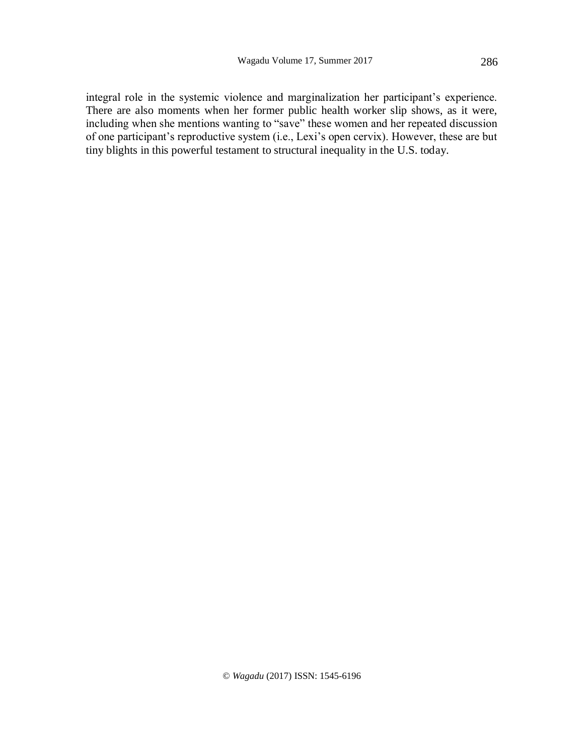integral role in the systemic violence and marginalization her participant's experience. There are also moments when her former public health worker slip shows, as it were, including when she mentions wanting to "save" these women and her repeated discussion of one participant's reproductive system (i.e., Lexi's open cervix). However, these are but tiny blights in this powerful testament to structural inequality in the U.S. today.